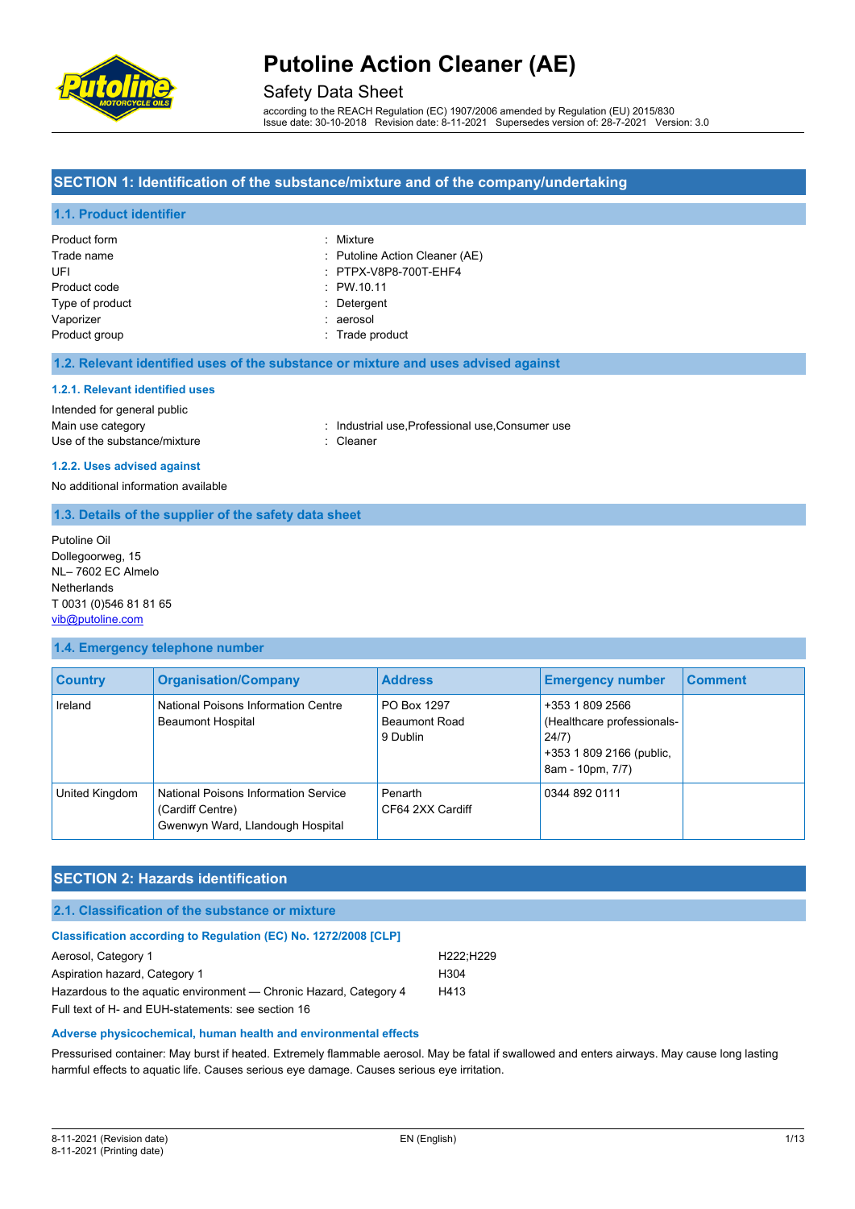# Putoline Action Cleaner (AE)

## Safety Data Sheet

according to the REACH Regulation (EC) 1907/2006 amended by Regulation (EU) 2015/830
Issue date: 30-10-2018 Revision date: 8-11-2021 Supersedes version of: 28-7-2021 Version: 3.0

## SECTION 1: Identification of the substance/mixture and of the company/undertaking

### 1.1. Product identifier

Product form : Mixture
Trade name : Putoline Action Cleaner (AE)
UFI : PTPX-V8P8-700T-EHF4
Product code : PW.10.11
Type of product : Detergent
Vaporizer : aerosol
Product group : Trade product

### 1.2. Relevant identified uses of the substance or mixture and uses advised against

#### 1.2.1. Relevant identified uses

Intended for general public
Main use category : Industrial use,Professional use,Consumer use
Use of the substance/mixture : Cleaner

#### 1.2.2. Uses advised against

No additional information available

### 1.3. Details of the supplier of the safety data sheet

Putoline Oil
Dollegoorweg, 15
NL– 7602 EC Almelo
Netherlands
T 0031 (0)546 81 81 65
vib@putoline.com

### 1.4. Emergency telephone number

| Country | Organisation/Company | Address | Emergency number | Comment |
|---|---|---|---|---|
| Ireland | National Poisons Information Centre Beaumont Hospital | PO Box 1297 Beaumont Road 9 Dublin | +353 1 809 2566 (Healthcare professionals-24/7) +353 1 809 2166 (public, 8am - 10pm, 7/7) | |
| United Kingdom | National Poisons Information Service (Cardiff Centre) Gwenwyn Ward, Llandough Hospital | Penarth CF64 2XX Cardiff | 0344 892 0111 | |

## SECTION 2: Hazards identification

### 2.1. Classification of the substance or mixture

#### Classification according to Regulation (EC) No. 1272/2008 [CLP]

| | |
|---|---|
| Aerosol, Category 1 | H222;H229 |
| Aspiration hazard, Category 1 | H304 |
| Hazardous to the aquatic environment — Chronic Hazard, Category 4 | H413 |

Full text of H- and EUH-statements: see section 16

#### Adverse physicochemical, human health and environmental effects

Pressurised container: May burst if heated. Extremely flammable aerosol. May be fatal if swallowed and enters airways. May cause long lasting harmful effects to aquatic life. Causes serious eye damage. Causes serious eye irritation.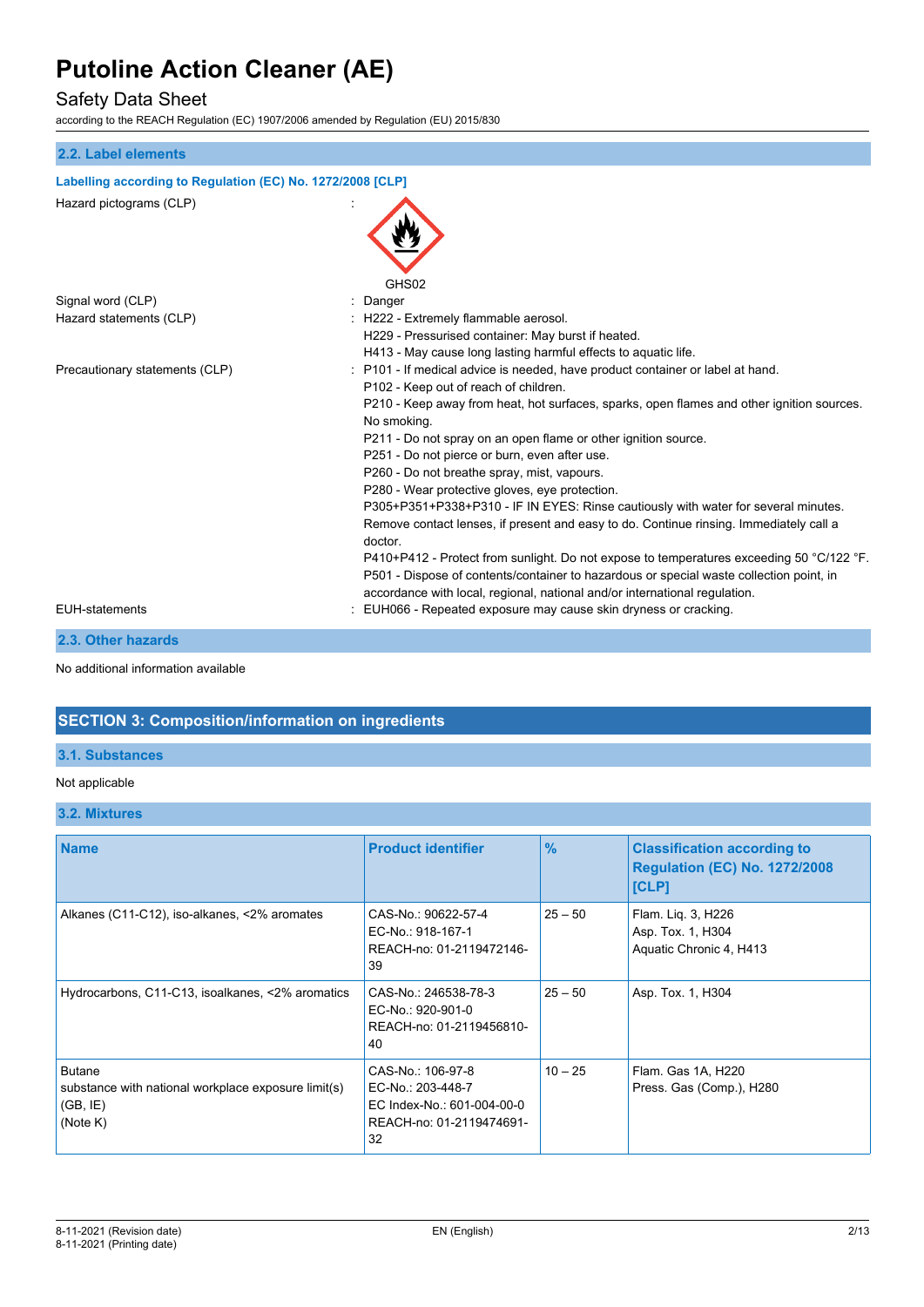### 2.2. Label elements

**Labelling according to Regulation (EC) No. 1272/2008 [CLP]**

Hazard pictograms (CLP) :

GHS02

Signal word (CLP) : Danger

Hazard statements (CLP) : H222 - Extremely flammable aerosol.
H229 - Pressurised container: May burst if heated.
H413 - May cause long lasting harmful effects to aquatic life.

Precautionary statements (CLP) : P101 - If medical advice is needed, have product container or label at hand.
P102 - Keep out of reach of children.
P210 - Keep away from heat, hot surfaces, sparks, open flames and other ignition sources. No smoking.
P211 - Do not spray on an open flame or other ignition source.
P251 - Do not pierce or burn, even after use.
P260 - Do not breathe spray, mist, vapours.
P280 - Wear protective gloves, eye protection.
P305+P351+P338+P310 - IF IN EYES: Rinse cautiously with water for several minutes. Remove contact lenses, if present and easy to do. Continue rinsing. Immediately call a doctor.
P410+P412 - Protect from sunlight. Do not expose to temperatures exceeding 50 °C/122 °F.
P501 - Dispose of contents/container to hazardous or special waste collection point, in accordance with local, regional, national and/or international regulation.

EUH-statements : EUH066 - Repeated exposure may cause skin dryness or cracking.

### 2.3. Other hazards

No additional information available

## SECTION 3: Composition/information on ingredients

### 3.1. Substances

Not applicable

### 3.2. Mixtures

| Name | Product identifier | % | Classification according to Regulation (EC) No. 1272/2008 [CLP] |
|---|---|---|---|
| Alkanes (C11-C12), iso-alkanes, <2% aromates | CAS-No.: 90622-57-4<br>EC-No.: 918-167-1<br>REACH-no: 01-2119472146-39 | 25 – 50 | Flam. Liq. 3, H226<br>Asp. Tox. 1, H304<br>Aquatic Chronic 4, H413 |
| Hydrocarbons, C11-C13, isoalkanes, <2% aromatics | CAS-No.: 246538-78-3<br>EC-No.: 920-901-0<br>REACH-no: 01-2119456810-40 | 25 – 50 | Asp. Tox. 1, H304 |
| Butane<br>substance with national workplace exposure limit(s) (GB, IE)<br>(Note K) | CAS-No.: 106-97-8<br>EC-No.: 203-448-7<br>EC Index-No.: 601-004-00-0<br>REACH-no: 01-2119474691-32 | 10 – 25 | Flam. Gas 1A, H220<br>Press. Gas (Comp.), H280 |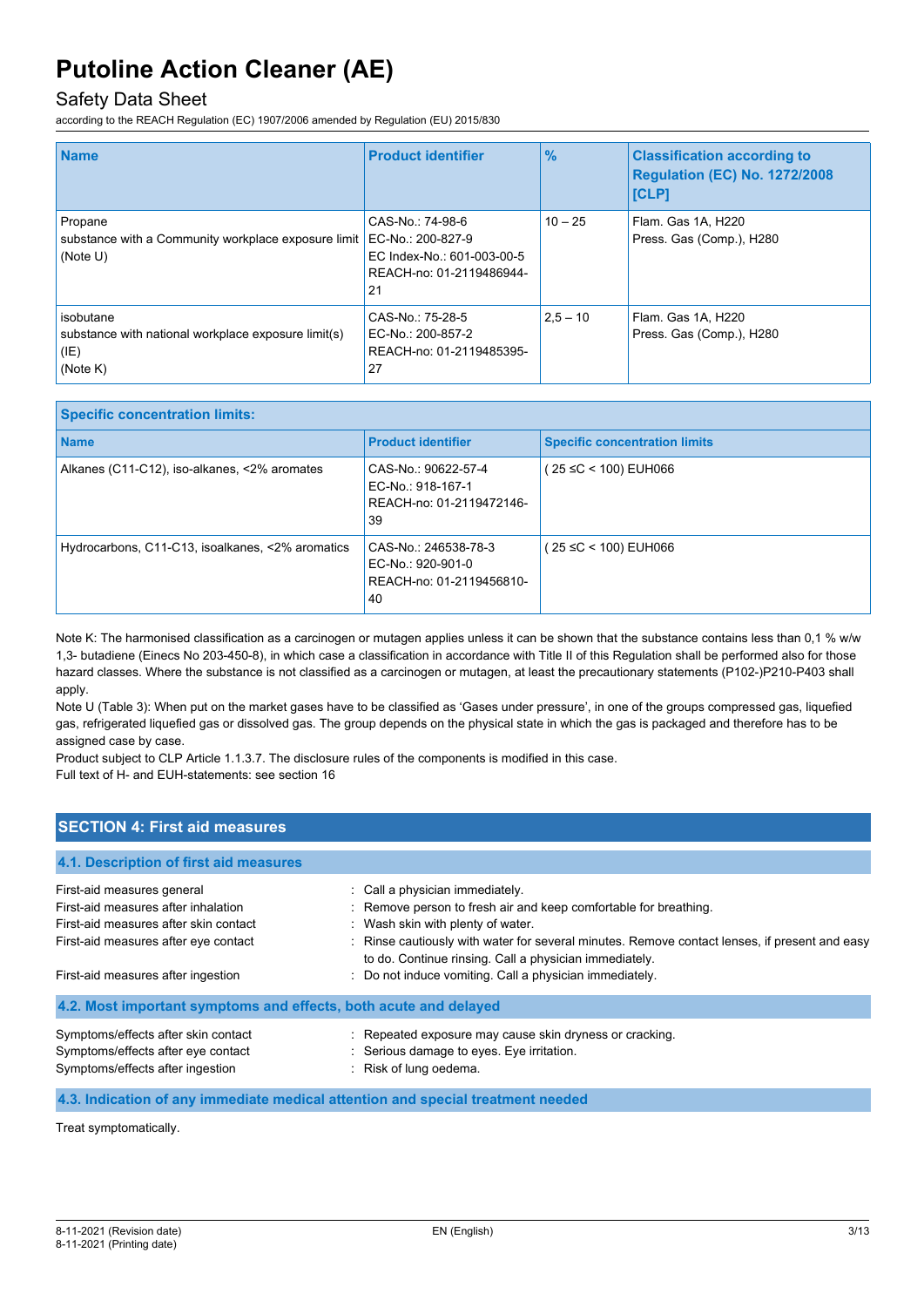| Name | Product identifier | % | Classification according to Regulation (EC) No. 1272/2008 [CLP] |
|---|---|---|---|
| Propane<br>substance with a Community workplace exposure limit<br>(Note U) | CAS-No.: 74-98-6<br>EC-No.: 200-827-9<br>EC Index-No.: 601-003-00-5<br>REACH-no: 01-2119486944-21 | 10 – 25 | Flam. Gas 1A, H220<br>Press. Gas (Comp.), H280 |
| isobutane<br>substance with national workplace exposure limit(s) (IE)<br>(Note K) | CAS-No.: 75-28-5<br>EC-No.: 200-857-2<br>REACH-no: 01-2119485395-27 | 2,5 – 10 | Flam. Gas 1A, H220<br>Press. Gas (Comp.), H280 |

| Specific concentration limits: | | |
|---|---|---|
| **Name** | **Product identifier** | **Specific concentration limits** |
| Alkanes (C11-C12), iso-alkanes, <2% aromates | CAS-No.: 90622-57-4<br>EC-No.: 918-167-1<br>REACH-no: 01-2119472146-39 | ( 25 ≤C < 100) EUH066 |
| Hydrocarbons, C11-C13, isoalkanes, <2% aromatics | CAS-No.: 246538-78-3<br>EC-No.: 920-901-0<br>REACH-no: 01-2119456810-40 | ( 25 ≤C < 100) EUH066 |

Note K: The harmonised classification as a carcinogen or mutagen applies unless it can be shown that the substance contains less than 0,1 % w/w 1,3- butadiene (Einecs No 203-450-8), in which case a classification in accordance with Title II of this Regulation shall be performed also for those hazard classes. Where the substance is not classified as a carcinogen or mutagen, at least the precautionary statements (P102-)P210-P403 shall apply.

Note U (Table 3): When put on the market gases have to be classified as 'Gases under pressure', in one of the groups compressed gas, liquefied gas, refrigerated liquefied gas or dissolved gas. The group depends on the physical state in which the gas is packaged and therefore has to be assigned case by case.

Product subject to CLP Article 1.1.3.7. The disclosure rules of the components is modified in this case.

Full text of H- and EUH-statements: see section 16

## SECTION 4: First aid measures

### 4.1. Description of first aid measures

First-aid measures general : Call a physician immediately.

First-aid measures after inhalation : Remove person to fresh air and keep comfortable for breathing.

First-aid measures after skin contact : Wash skin with plenty of water.

First-aid measures after eye contact : Rinse cautiously with water for several minutes. Remove contact lenses, if present and easy to do. Continue rinsing. Call a physician immediately.

First-aid measures after ingestion : Do not induce vomiting. Call a physician immediately.

### 4.2. Most important symptoms and effects, both acute and delayed

Symptoms/effects after skin contact : Repeated exposure may cause skin dryness or cracking.

Symptoms/effects after eye contact : Serious damage to eyes. Eye irritation.

Symptoms/effects after ingestion : Risk of lung oedema.

### 4.3. Indication of any immediate medical attention and special treatment needed

Treat symptomatically.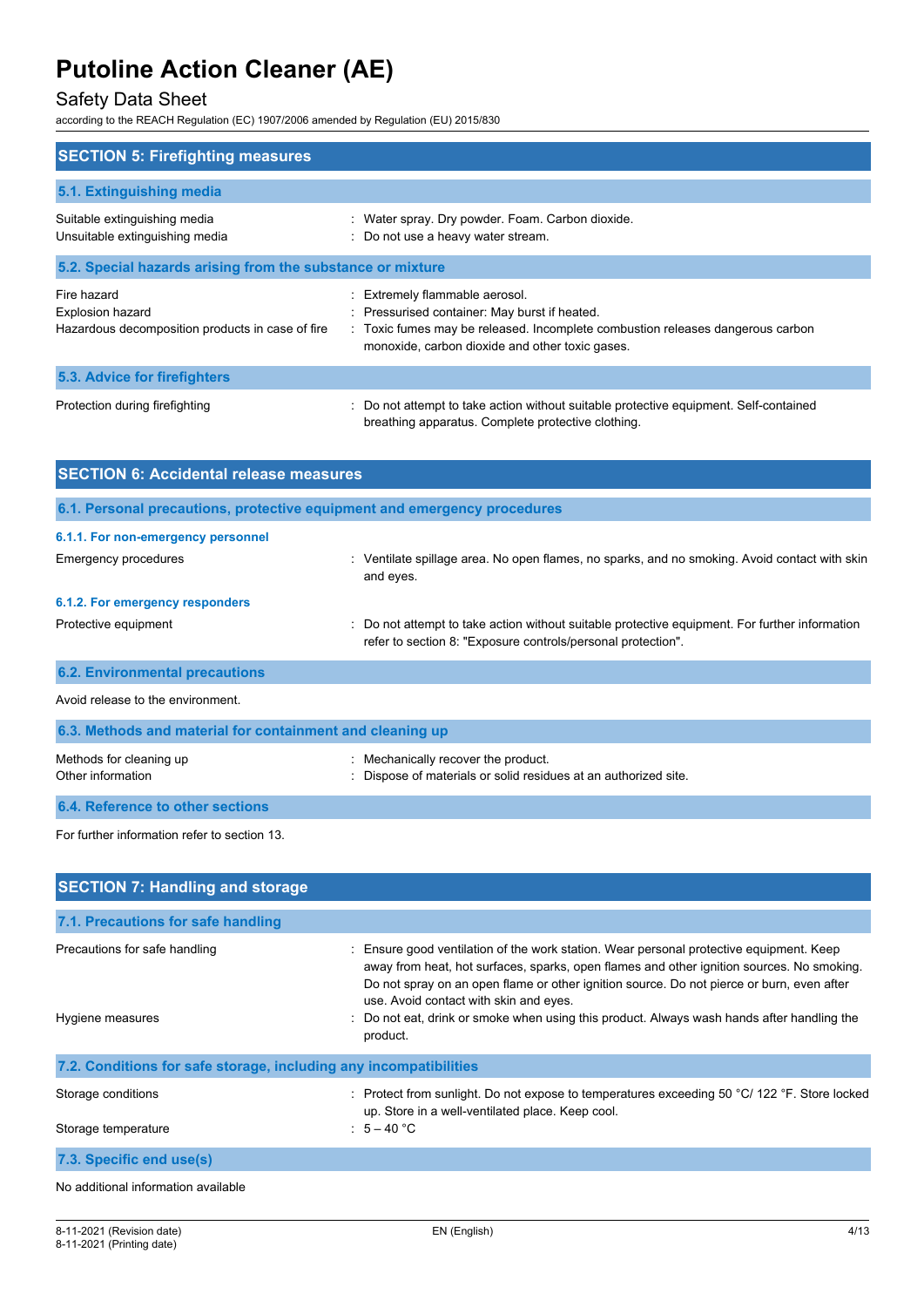## SECTION 5: Firefighting measures

### 5.1. Extinguishing media

| | |
|---|---|
| Suitable extinguishing media | : Water spray. Dry powder. Foam. Carbon dioxide. |
| Unsuitable extinguishing media | : Do not use a heavy water stream. |

### 5.2. Special hazards arising from the substance or mixture

| | |
|---|---|
| Fire hazard | : Extremely flammable aerosol. |
| Explosion hazard | : Pressurised container: May burst if heated. |
| Hazardous decomposition products in case of fire | : Toxic fumes may be released. Incomplete combustion releases dangerous carbon monoxide, carbon dioxide and other toxic gases. |

### 5.3. Advice for firefighters

| | |
|---|---|
| Protection during firefighting | : Do not attempt to take action without suitable protective equipment. Self-contained breathing apparatus. Complete protective clothing. |

## SECTION 6: Accidental release measures

### 6.1. Personal precautions, protective equipment and emergency procedures

#### 6.1.1. For non-emergency personnel

| | |
|---|---|
| Emergency procedures | : Ventilate spillage area. No open flames, no sparks, and no smoking. Avoid contact with skin and eyes. |

#### 6.1.2. For emergency responders

| | |
|---|---|
| Protective equipment | : Do not attempt to take action without suitable protective equipment. For further information refer to section 8: "Exposure controls/personal protection". |

### 6.2. Environmental precautions

Avoid release to the environment.

### 6.3. Methods and material for containment and cleaning up

| | |
|---|---|
| Methods for cleaning up | : Mechanically recover the product. |
| Other information | : Dispose of materials or solid residues at an authorized site. |

### 6.4. Reference to other sections

For further information refer to section 13.

## SECTION 7: Handling and storage

### 7.1. Precautions for safe handling

| | |
|---|---|
| Precautions for safe handling | : Ensure good ventilation of the work station. Wear personal protective equipment. Keep away from heat, hot surfaces, sparks, open flames and other ignition sources. No smoking. Do not spray on an open flame or other ignition source. Do not pierce or burn, even after use. Avoid contact with skin and eyes. |
| Hygiene measures | : Do not eat, drink or smoke when using this product. Always wash hands after handling the product. |

### 7.2. Conditions for safe storage, including any incompatibilities

| | |
|---|---|
| Storage conditions | : Protect from sunlight. Do not expose to temperatures exceeding 50 °C/ 122 °F. Store locked up. Store in a well-ventilated place. Keep cool. |
| Storage temperature | : 5 – 40 °C |

### 7.3. Specific end use(s)

No additional information available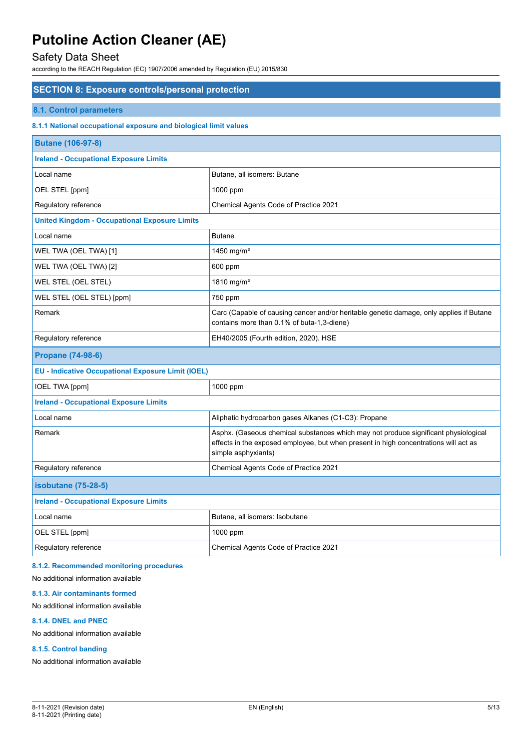## SECTION 8: Exposure controls/personal protection

### 8.1. Control parameters

#### 8.1.1 National occupational exposure and biological limit values

| **Butane (106-97-8)** | |
|---|---|
| **Ireland - Occupational Exposure Limits** | |
| Local name | Butane, all isomers: Butane |
| OEL STEL [ppm] | 1000 ppm |
| Regulatory reference | Chemical Agents Code of Practice 2021 |
| **United Kingdom - Occupational Exposure Limits** | |
| Local name | Butane |
| WEL TWA (OEL TWA) [1] | 1450 mg/m³ |
| WEL TWA (OEL TWA) [2] | 600 ppm |
| WEL STEL (OEL STEL) | 1810 mg/m³ |
| WEL STEL (OEL STEL) [ppm] | 750 ppm |
| Remark | Carc (Capable of causing cancer and/or heritable genetic damage, only applies if Butane contains more than 0.1% of buta-1,3-diene) |
| Regulatory reference | EH40/2005 (Fourth edition, 2020). HSE |

| **Propane (74-98-6)** | |
|---|---|
| **EU - Indicative Occupational Exposure Limit (IOEL)** | |
| IOEL TWA [ppm] | 1000 ppm |
| **Ireland - Occupational Exposure Limits** | |
| Local name | Aliphatic hydrocarbon gases Alkanes (C1-C3): Propane |
| Remark | Asphx. (Gaseous chemical substances which may not produce significant physiological effects in the exposed employee, but when present in high concentrations will act as simple asphyxiants) |
| Regulatory reference | Chemical Agents Code of Practice 2021 |

| **isobutane (75-28-5)** | |
|---|---|
| **Ireland - Occupational Exposure Limits** | |
| Local name | Butane, all isomers: Isobutane |
| OEL STEL [ppm] | 1000 ppm |
| Regulatory reference | Chemical Agents Code of Practice 2021 |

#### 8.1.2. Recommended monitoring procedures

No additional information available

#### 8.1.3. Air contaminants formed

No additional information available

#### 8.1.4. DNEL and PNEC

No additional information available

#### 8.1.5. Control banding

No additional information available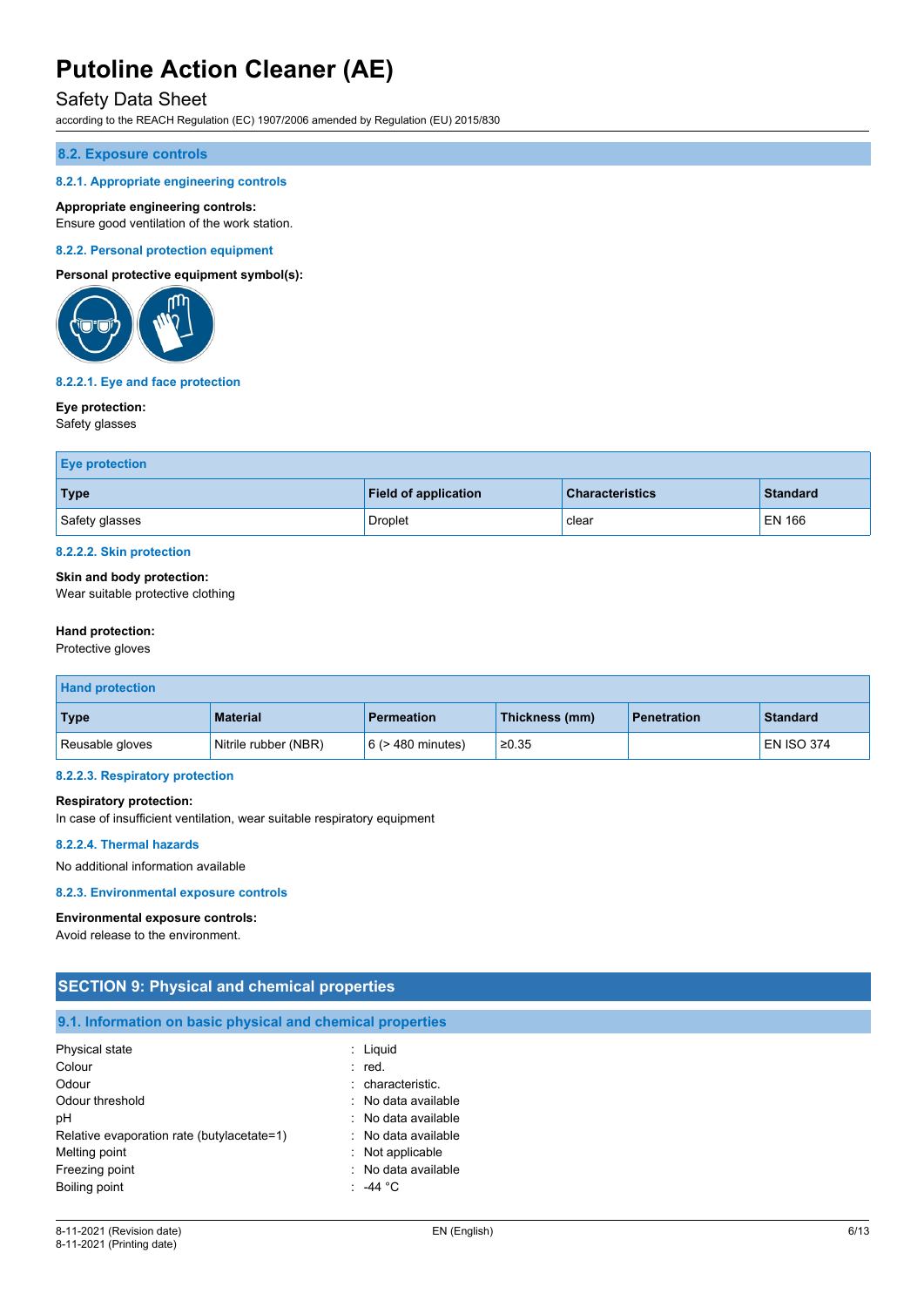### 8.2. Exposure controls

#### 8.2.1. Appropriate engineering controls

**Appropriate engineering controls:**
Ensure good ventilation of the work station.

#### 8.2.2. Personal protection equipment

**Personal protective equipment symbol(s):**

##### 8.2.2.1. Eye and face protection

**Eye protection:**
Safety glasses

| Eye protection | | | |
|---|---|---|---|
| **Type** | **Field of application** | **Characteristics** | **Standard** |
| Safety glasses | Droplet | clear | EN 166 |

##### 8.2.2.2. Skin protection

**Skin and body protection:**
Wear suitable protective clothing

**Hand protection:**
Protective gloves

| Hand protection | | | | | |
|---|---|---|---|---|---|
| **Type** | **Material** | **Permeation** | **Thickness (mm)** | **Penetration** | **Standard** |
| Reusable gloves | Nitrile rubber (NBR) | 6 (> 480 minutes) | ≥0.35 | | EN ISO 374 |

##### 8.2.2.3. Respiratory protection

**Respiratory protection:**
In case of insufficient ventilation, wear suitable respiratory equipment

##### 8.2.2.4. Thermal hazards

No additional information available

#### 8.2.3. Environmental exposure controls

**Environmental exposure controls:**
Avoid release to the environment.

## SECTION 9: Physical and chemical properties

### 9.1. Information on basic physical and chemical properties

| | |
|---|---|
| Physical state | : Liquid |
| Colour | : red. |
| Odour | : characteristic. |
| Odour threshold | : No data available |
| pH | : No data available |
| Relative evaporation rate (butylacetate=1) | : No data available |
| Melting point | : Not applicable |
| Freezing point | : No data available |
| Boiling point | : -44 °C |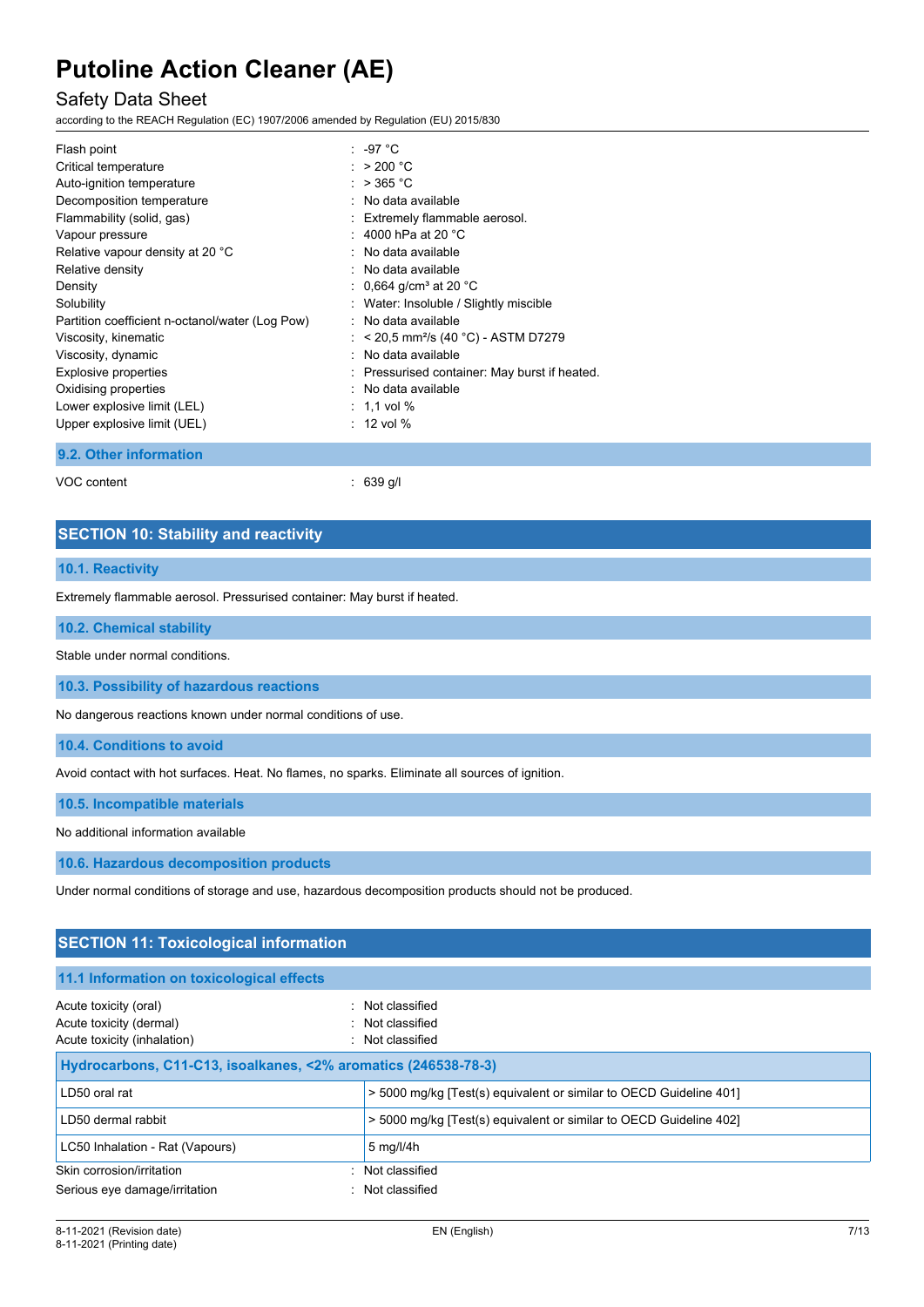| | |
|---|---|
| Flash point | : -97 °C |
| Critical temperature | : > 200 °C |
| Auto-ignition temperature | : > 365 °C |
| Decomposition temperature | : No data available |
| Flammability (solid, gas) | : Extremely flammable aerosol. |
| Vapour pressure | : 4000 hPa at 20 °C |
| Relative vapour density at 20 °C | : No data available |
| Relative density | : No data available |
| Density | : 0,664 g/cm³ at 20 °C |
| Solubility | : Water: Insoluble / Slightly miscible |
| Partition coefficient n-octanol/water (Log Pow) | : No data available |
| Viscosity, kinematic | : < 20,5 mm²/s (40 °C) - ASTM D7279 |
| Viscosity, dynamic | : No data available |
| Explosive properties | : Pressurised container: May burst if heated. |
| Oxidising properties | : No data available |
| Lower explosive limit (LEL) | : 1,1 vol % |
| Upper explosive limit (UEL) | : 12 vol % |

### 9.2. Other information

| | |
|---|---|
| VOC content | : 639 g/l |

## SECTION 10: Stability and reactivity

### 10.1. Reactivity

Extremely flammable aerosol. Pressurised container: May burst if heated.

### 10.2. Chemical stability

Stable under normal conditions.

### 10.3. Possibility of hazardous reactions

No dangerous reactions known under normal conditions of use.

### 10.4. Conditions to avoid

Avoid contact with hot surfaces. Heat. No flames, no sparks. Eliminate all sources of ignition.

### 10.5. Incompatible materials

No additional information available

### 10.6. Hazardous decomposition products

Under normal conditions of storage and use, hazardous decomposition products should not be produced.

## SECTION 11: Toxicological information

### 11.1 Information on toxicological effects

| | |
|---|---|
| Acute toxicity (oral) | : Not classified |
| Acute toxicity (dermal) | : Not classified |
| Acute toxicity (inhalation) | : Not classified |

| Hydrocarbons, C11-C13, isoalkanes, <2% aromatics (246538-78-3) | |
|---|---|
| LD50 oral rat | > 5000 mg/kg [Test(s) equivalent or similar to OECD Guideline 401] |
| LD50 dermal rabbit | > 5000 mg/kg [Test(s) equivalent or similar to OECD Guideline 402] |
| LC50 Inhalation - Rat (Vapours) | 5 mg/l/4h |

| | |
|---|---|
| Skin corrosion/irritation | : Not classified |
| Serious eye damage/irritation | : Not classified |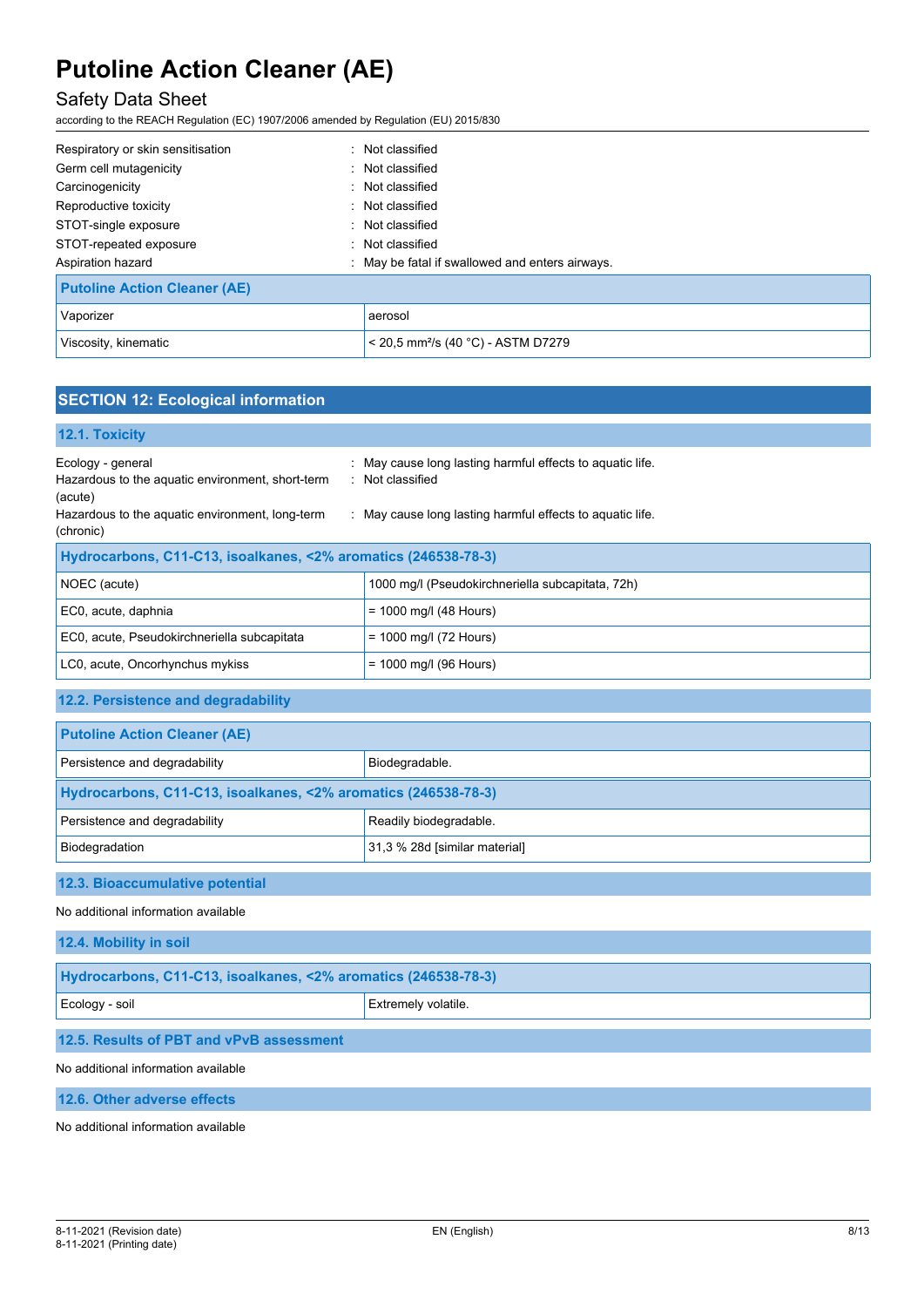| | |
|---|---|
| Respiratory or skin sensitisation | : Not classified |
| Germ cell mutagenicity | : Not classified |
| Carcinogenicity | : Not classified |
| Reproductive toxicity | : Not classified |
| STOT-single exposure | : Not classified |
| STOT-repeated exposure | : Not classified |
| Aspiration hazard | : May be fatal if swallowed and enters airways. |

| Putoline Action Cleaner (AE) | |
|---|---|
| Vaporizer | aerosol |
| Viscosity, kinematic | < 20,5 mm²/s (40 °C) - ASTM D7279 |

## SECTION 12: Ecological information

### 12.1. Toxicity

| | |
|---|---|
| Ecology - general | : May cause long lasting harmful effects to aquatic life. |
| Hazardous to the aquatic environment, short-term (acute) | : Not classified |
| Hazardous to the aquatic environment, long-term (chronic) | : May cause long lasting harmful effects to aquatic life. |

| Hydrocarbons, C11-C13, isoalkanes, <2% aromatics (246538-78-3) | |
|---|---|
| NOEC (acute) | 1000 mg/l (Pseudokirchneriella subcapitata, 72h) |
| EC0, acute, daphnia | = 1000 mg/l (48 Hours) |
| EC0, acute, Pseudokirchneriella subcapitata | = 1000 mg/l (72 Hours) |
| LC0, acute, Oncorhynchus mykiss | = 1000 mg/l (96 Hours) |

### 12.2. Persistence and degradability

| Putoline Action Cleaner (AE) | |
|---|---|
| Persistence and degradability | Biodegradable. |
| **Hydrocarbons, C11-C13, isoalkanes, <2% aromatics (246538-78-3)** | |
| Persistence and degradability | Readily biodegradable. |
| Biodegradation | 31,3 % 28d [similar material] |

### 12.3. Bioaccumulative potential

No additional information available

### 12.4. Mobility in soil

| Hydrocarbons, C11-C13, isoalkanes, <2% aromatics (246538-78-3) | |
|---|---|
| Ecology - soil | Extremely volatile. |

### 12.5. Results of PBT and vPvB assessment

No additional information available

### 12.6. Other adverse effects

No additional information available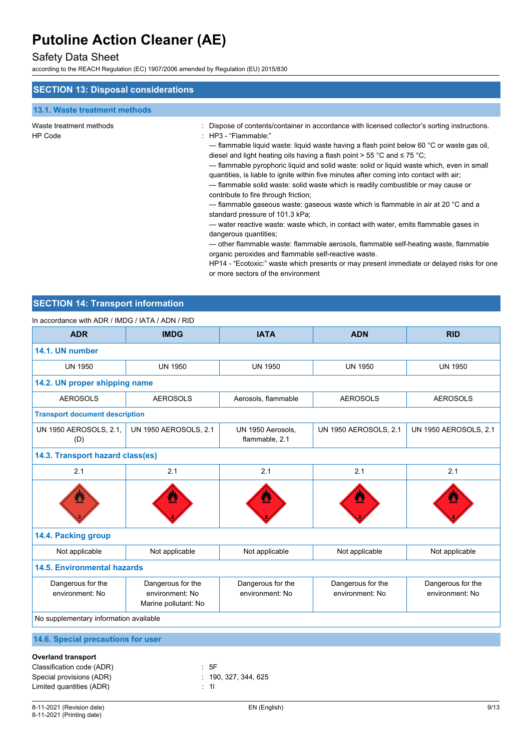## SECTION 13: Disposal considerations

### 13.1. Waste treatment methods

Waste treatment methods : Dispose of contents/container in accordance with licensed collector's sorting instructions.

HP Code : HP3 - "Flammable:"

— flammable liquid waste: liquid waste having a flash point below 60 °C or waste gas oil, diesel and light heating oils having a flash point > 55 °C and ≤ 75 °C;

— flammable pyrophoric liquid and solid waste: solid or liquid waste which, even in small quantities, is liable to ignite within five minutes after coming into contact with air;

— flammable solid waste: solid waste which is readily combustible or may cause or contribute to fire through friction;

— flammable gaseous waste: gaseous waste which is flammable in air at 20 °C and a standard pressure of 101.3 kPa;

— water reactive waste: waste which, in contact with water, emits flammable gases in dangerous quantities;

— other flammable waste: flammable aerosols, flammable self-heating waste, flammable organic peroxides and flammable self-reactive waste.

HP14 - "Ecotoxic:" waste which presents or may present immediate or delayed risks for one or more sectors of the environment

## SECTION 14: Transport information

In accordance with ADR / IMDG / IATA / ADN / RID

| ADR | IMDG | IATA | ADN | RID |
|---|---|---|---|---|
| **14.1. UN number** | | | | |
| UN 1950 | UN 1950 | UN 1950 | UN 1950 | UN 1950 |
| **14.2. UN proper shipping name** | | | | |
| AEROSOLS | AEROSOLS | Aerosols, flammable | AEROSOLS | AEROSOLS |
| **Transport document description** | | | | |
| UN 1950 AEROSOLS, 2.1, (D) | UN 1950 AEROSOLS, 2.1 | UN 1950 Aerosols, flammable, 2.1 | UN 1950 AEROSOLS, 2.1 | UN 1950 AEROSOLS, 2.1 |
| **14.3. Transport hazard class(es)** | | | | |
| 2.1 | 2.1 | 2.1 | 2.1 | 2.1 |
| **14.4. Packing group** | | | | |
| Not applicable | Not applicable | Not applicable | Not applicable | Not applicable |
| **14.5. Environmental hazards** | | | | |
| Dangerous for the environment: No | Dangerous for the environment: No<br>Marine pollutant: No | Dangerous for the environment: No | Dangerous for the environment: No | Dangerous for the environment: No |
| No supplementary information available | | | | |

### 14.6. Special precautions for user

**Overland transport**

Classification code (ADR) : 5F

Special provisions (ADR) : 190, 327, 344, 625

Limited quantities (ADR) : 1l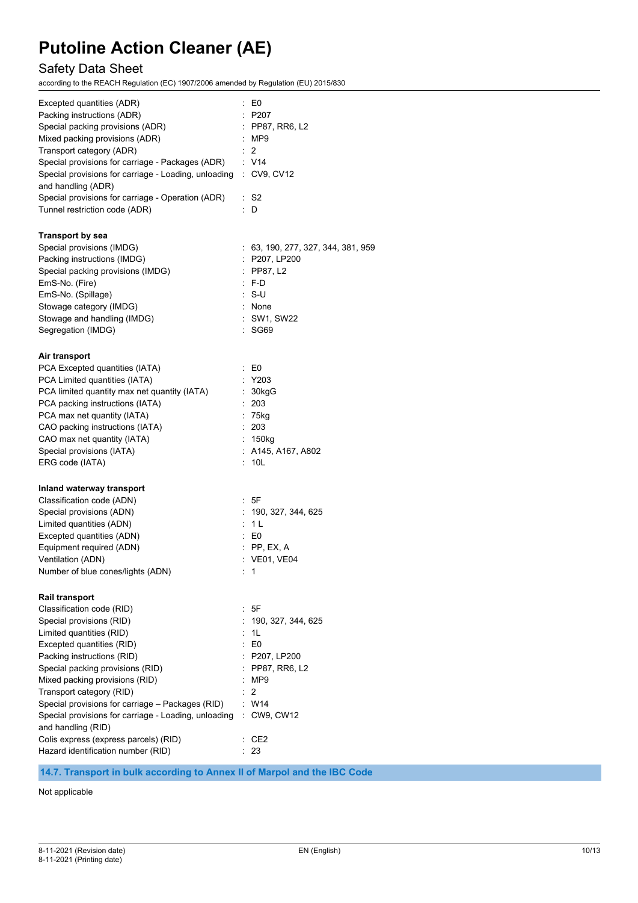Excepted quantities (ADR) : E0
Packing instructions (ADR) : P207
Special packing provisions (ADR) : PP87, RR6, L2
Mixed packing provisions (ADR) : MP9
Transport category (ADR) : 2
Special provisions for carriage - Packages (ADR) : V14
Special provisions for carriage - Loading, unloading and handling (ADR) : CV9, CV12
Special provisions for carriage - Operation (ADR) : S2
Tunnel restriction code (ADR) : D

**Transport by sea**

Special provisions (IMDG) : 63, 190, 277, 327, 344, 381, 959
Packing instructions (IMDG) : P207, LP200
Special packing provisions (IMDG) : PP87, L2
EmS-No. (Fire) : F-D
EmS-No. (Spillage) : S-U
Stowage category (IMDG) : None
Stowage and handling (IMDG) : SW1, SW22
Segregation (IMDG) : SG69

**Air transport**

PCA Excepted quantities (IATA) : E0
PCA Limited quantities (IATA) : Y203
PCA limited quantity max net quantity (IATA) : 30kgG
PCA packing instructions (IATA) : 203
PCA max net quantity (IATA) : 75kg
CAO packing instructions (IATA) : 203
CAO max net quantity (IATA) : 150kg
Special provisions (IATA) : A145, A167, A802
ERG code (IATA) : 10L

**Inland waterway transport**

Classification code (ADN) : 5F
Special provisions (ADN) : 190, 327, 344, 625
Limited quantities (ADN) : 1 L
Excepted quantities (ADN) : E0
Equipment required (ADN) : PP, EX, A
Ventilation (ADN) : VE01, VE04
Number of blue cones/lights (ADN) : 1

**Rail transport**

Classification code (RID) : 5F
Special provisions (RID) : 190, 327, 344, 625
Limited quantities (RID) : 1L
Excepted quantities (RID) : E0
Packing instructions (RID) : P207, LP200
Special packing provisions (RID) : PP87, RR6, L2
Mixed packing provisions (RID) : MP9
Transport category (RID) : 2
Special provisions for carriage – Packages (RID) : W14
Special provisions for carriage - Loading, unloading and handling (RID) : CW9, CW12
Colis express (express parcels) (RID) : CE2
Hazard identification number (RID) : 23

## 14.7. Transport in bulk according to Annex II of Marpol and the IBC Code

Not applicable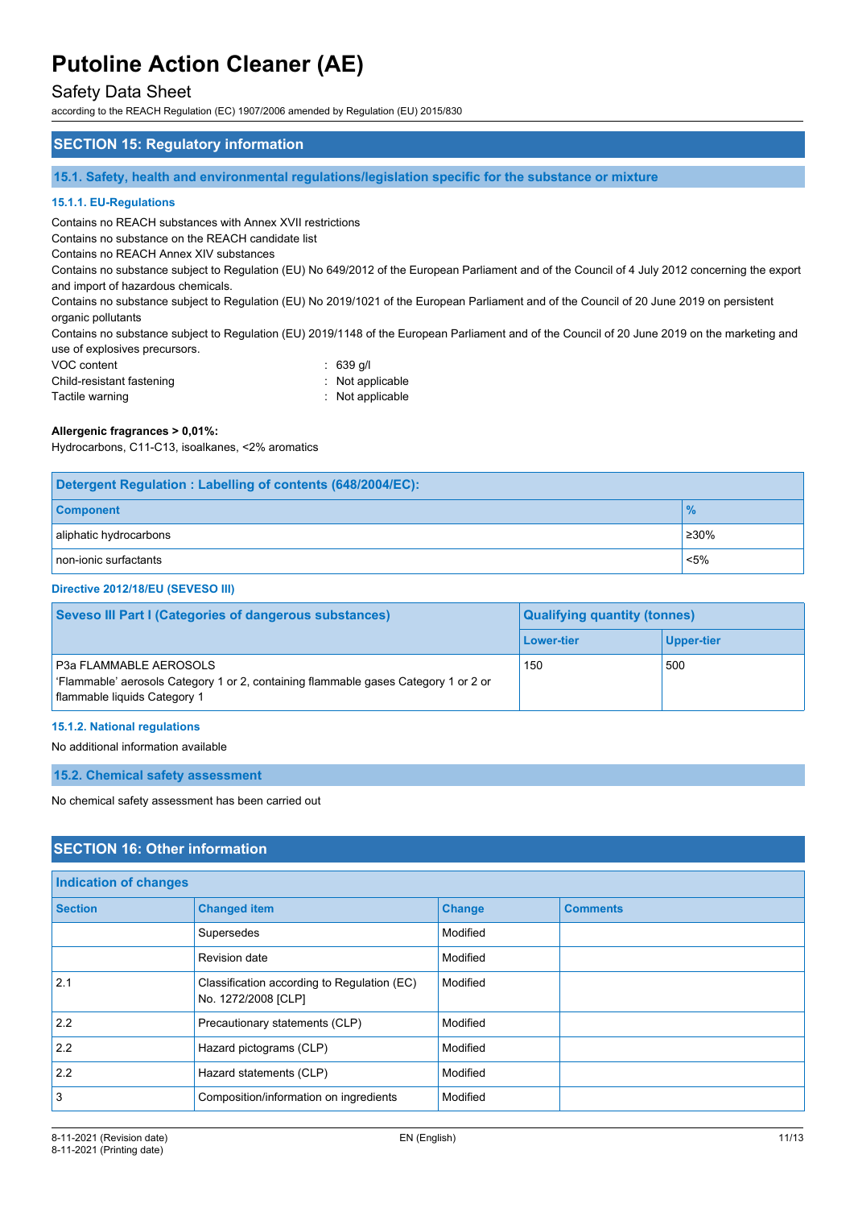## SECTION 15: Regulatory information

### 15.1. Safety, health and environmental regulations/legislation specific for the substance or mixture

#### 15.1.1. EU-Regulations

Contains no REACH substances with Annex XVII restrictions
Contains no substance on the REACH candidate list
Contains no REACH Annex XIV substances
Contains no substance subject to Regulation (EU) No 649/2012 of the European Parliament and of the Council of 4 July 2012 concerning the export and import of hazardous chemicals.
Contains no substance subject to Regulation (EU) No 2019/1021 of the European Parliament and of the Council of 20 June 2019 on persistent organic pollutants
Contains no substance subject to Regulation (EU) 2019/1148 of the European Parliament and of the Council of 20 June 2019 on the marketing and use of explosives precursors.

VOC content : 639 g/l
Child-resistant fastening : Not applicable
Tactile warning : Not applicable

**Allergenic fragrances > 0,01%:**
Hydrocarbons, C11-C13, isoalkanes, <2% aromatics

| Detergent Regulation : Labelling of contents (648/2004/EC): | |
|---|---|
| **Component** | **%** |
| aliphatic hydrocarbons | ≥30% |
| non-ionic surfactants | <5% |

**Directive 2012/18/EU (SEVESO III)**

| Seveso III Part I (Categories of dangerous substances) | Qualifying quantity (tonnes) | |
|---|---|---|
| | Lower-tier | Upper-tier |
| P3a FLAMMABLE AEROSOLS<br>'Flammable' aerosols Category 1 or 2, containing flammable gases Category 1 or 2 or flammable liquids Category 1 | 150 | 500 |

#### 15.1.2. National regulations

No additional information available

### 15.2. Chemical safety assessment

No chemical safety assessment has been carried out

## SECTION 16: Other information

| Indication of changes | | | |
|---|---|---|---|
| **Section** | **Changed item** | **Change** | **Comments** |
| | Supersedes | Modified | |
| | Revision date | Modified | |
| 2.1 | Classification according to Regulation (EC) No. 1272/2008 [CLP] | Modified | |
| 2.2 | Precautionary statements (CLP) | Modified | |
| 2.2 | Hazard pictograms (CLP) | Modified | |
| 2.2 | Hazard statements (CLP) | Modified | |
| 3 | Composition/information on ingredients | Modified | |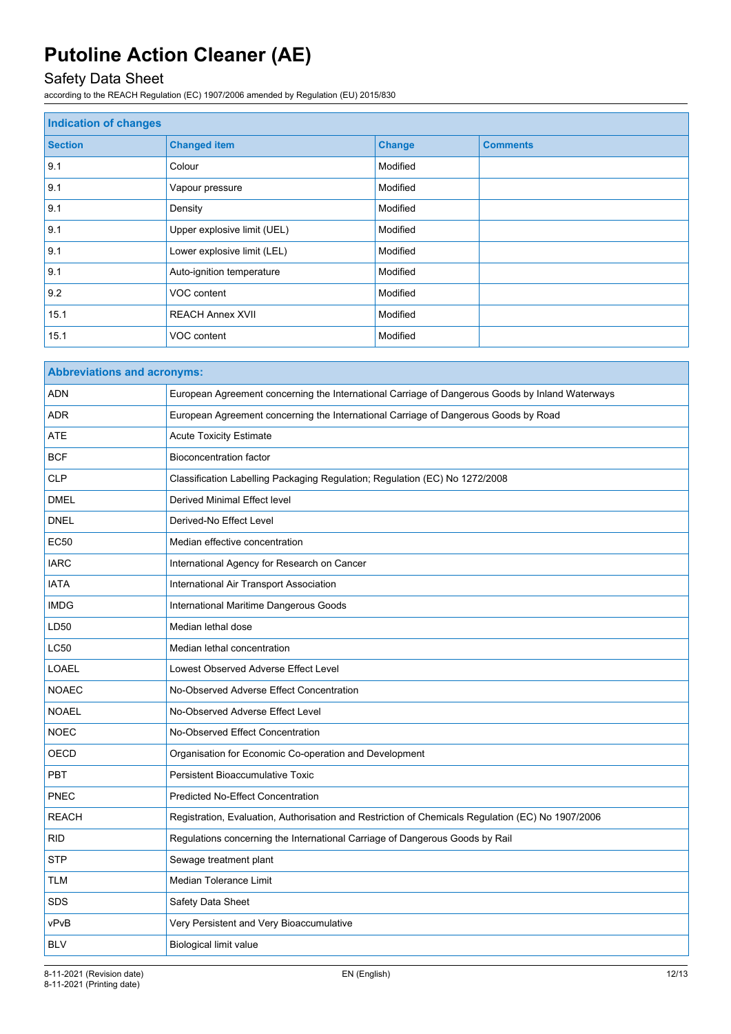# Putoline Action Cleaner (AE)

## Safety Data Sheet

according to the REACH Regulation (EC) 1907/2006 amended by Regulation (EU) 2015/830

| Indication of changes | | | |
|---|---|---|---|
| **Section** | **Changed item** | **Change** | **Comments** |
| 9.1 | Colour | Modified | |
| 9.1 | Vapour pressure | Modified | |
| 9.1 | Density | Modified | |
| 9.1 | Upper explosive limit (UEL) | Modified | |
| 9.1 | Lower explosive limit (LEL) | Modified | |
| 9.1 | Auto-ignition temperature | Modified | |
| 9.2 | VOC content | Modified | |
| 15.1 | REACH Annex XVII | Modified | |
| 15.1 | VOC content | Modified | |

| Abbreviations and acronyms: | |
|---|---|
| ADN | European Agreement concerning the International Carriage of Dangerous Goods by Inland Waterways |
| ADR | European Agreement concerning the International Carriage of Dangerous Goods by Road |
| ATE | Acute Toxicity Estimate |
| BCF | Bioconcentration factor |
| CLP | Classification Labelling Packaging Regulation; Regulation (EC) No 1272/2008 |
| DMEL | Derived Minimal Effect level |
| DNEL | Derived-No Effect Level |
| EC50 | Median effective concentration |
| IARC | International Agency for Research on Cancer |
| IATA | International Air Transport Association |
| IMDG | International Maritime Dangerous Goods |
| LD50 | Median lethal dose |
| LC50 | Median lethal concentration |
| LOAEL | Lowest Observed Adverse Effect Level |
| NOAEC | No-Observed Adverse Effect Concentration |
| NOAEL | No-Observed Adverse Effect Level |
| NOEC | No-Observed Effect Concentration |
| OECD | Organisation for Economic Co-operation and Development |
| PBT | Persistent Bioaccumulative Toxic |
| PNEC | Predicted No-Effect Concentration |
| REACH | Registration, Evaluation, Authorisation and Restriction of Chemicals Regulation (EC) No 1907/2006 |
| RID | Regulations concerning the International Carriage of Dangerous Goods by Rail |
| STP | Sewage treatment plant |
| TLM | Median Tolerance Limit |
| SDS | Safety Data Sheet |
| vPvB | Very Persistent and Very Bioaccumulative |
| BLV | Biological limit value |

8-11-2021 (Revision date)
8-11-2021 (Printing date)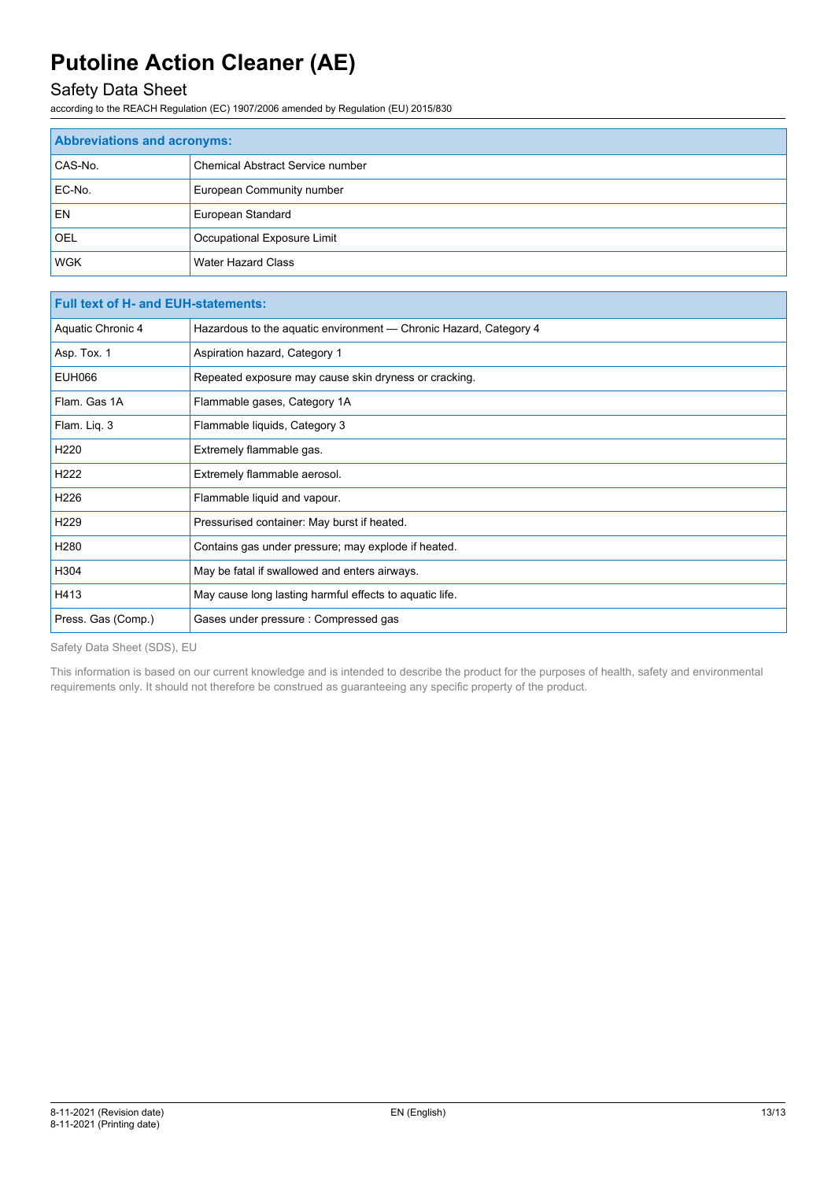| Abbreviations and acronyms: | |
|---|---|
| CAS-No. | Chemical Abstract Service number |
| EC-No. | European Community number |
| EN | European Standard |
| OEL | Occupational Exposure Limit |
| WGK | Water Hazard Class |

| Full text of H- and EUH-statements: | |
|---|---|
| Aquatic Chronic 4 | Hazardous to the aquatic environment — Chronic Hazard, Category 4 |
| Asp. Tox. 1 | Aspiration hazard, Category 1 |
| EUH066 | Repeated exposure may cause skin dryness or cracking. |
| Flam. Gas 1A | Flammable gases, Category 1A |
| Flam. Liq. 3 | Flammable liquids, Category 3 |
| H220 | Extremely flammable gas. |
| H222 | Extremely flammable aerosol. |
| H226 | Flammable liquid and vapour. |
| H229 | Pressurised container: May burst if heated. |
| H280 | Contains gas under pressure; may explode if heated. |
| H304 | May be fatal if swallowed and enters airways. |
| H413 | May cause long lasting harmful effects to aquatic life. |
| Press. Gas (Comp.) | Gases under pressure : Compressed gas |

Safety Data Sheet (SDS), EU

This information is based on our current knowledge and is intended to describe the product for the purposes of health, safety and environmental requirements only. It should not therefore be construed as guaranteeing any specific property of the product.